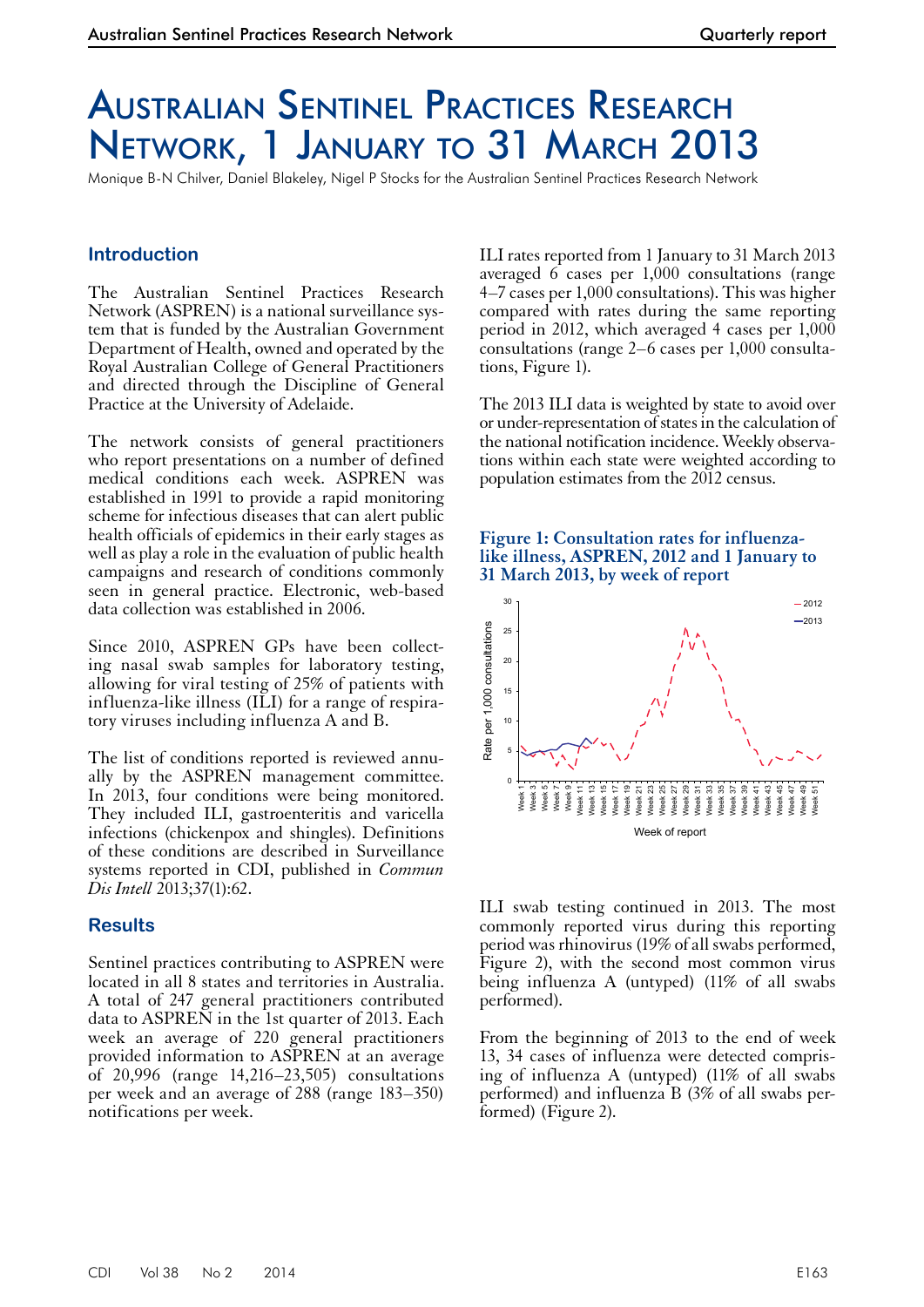# Australian Sentinel Practices Research Network, 1 January to 31 March 2013

Monique B-N Chilver, Daniel Blakeley, Nigel P Stocks for the Australian Sentinel Practices Research Network

## Introduction

The Australian Sentinel Practices Research Network (ASPREN) is a national surveillance system that is funded by the Australian Government Department of Health, owned and operated by the Royal Australian College of General Practitioners and directed through the Discipline of General Practice at the University of Adelaide.

The network consists of general practitioners who report presentations on a number of defined medical conditions each week. ASPREN was established in 1991 to provide a rapid monitoring scheme for infectious diseases that can alert public health officials of epidemics in their early stages as well as play a role in the evaluation of public health campaigns and research of conditions commonly seen in general practice. Electronic, web-based data collection was established in 2006.

Since 2010, ASPREN GPs have been collecting nasal swab samples for laboratory testing, allowing for viral testing of 25% of patients with influenza-like illness (ILI) for a range of respiratory viruses including influenza A and B.

The list of conditions reported is reviewed annually by the ASPREN management committee. In 2013, four conditions were being monitored. They included ILI, gastroenteritis and varicella infections (chickenpox and shingles). Definitions of these conditions are described in Surveillance systems reported in CDI, published in *Commun Dis Intell* 2013;37(1):62.

## Results

Sentinel practices contributing to ASPREN were located in all 8 states and territories in Australia. A total of 247 general practitioners contributed data to ASPREN in the 1st quarter of 2013. Each week an average of 220 general practitioners provided information to ASPREN at an average of 20,996 (range 14,216–23,505) consultations per week and an average of 288 (range 183–350) notifications per week.

ILI rates reported from 1 January to 31 March 2013 averaged 6 cases per 1,000 consultations (range 4–7 cases per 1,000 consultations). This was higher compared with rates during the same reporting period in 2012, which averaged 4 cases per 1,000 consultations (range 2–6 cases per 1,000 consultations, Figure 1).

The 2013 ILI data is weighted by state to avoid over or under-representation of states in the calculation of the national notification incidence. Weekly observations within each state were weighted according to population estimates from the 2012 census.

**Figure 1: Consultation rates for influenza-like illness, ASPREN, 2012 and 1 January to 31 March 2013, by week of report**

ILI swab testing continued in 2013. The most commonly reported virus during this reporting period was rhinovirus (19% of all swabs performed, Figure 2), with the second most common virus being influenza A (untyped) (11% of all swabs performed).

From the beginning of 2013 to the end of week 13, 34 cases of influenza were detected comprising of influenza A (untyped) (11% of all swabs performed) and influenza B (3% of all swabs performed) (Figure 2).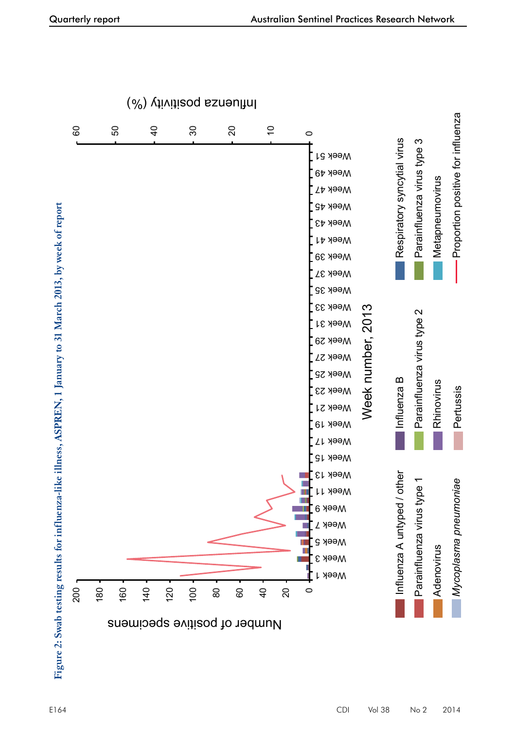**Figure 2: Swab testing results for influenza-like illness, ASPREN, 1 January to 31 March 2013, by week of report**

Number of positive specimens

Influenza positivity (%)

Week number, 2013

Influenza A untyped / other | Influenza B | Respiratory syncytial virus
Parainfluenza virus type 1 | Parainfluenza virus type 2 | Parainfluenza virus type 3
Adenovirus | Rhinovirus | Metapneumovirus
*Mycoplasma pneumoniae* | Pertussis | Proportion positive for influenza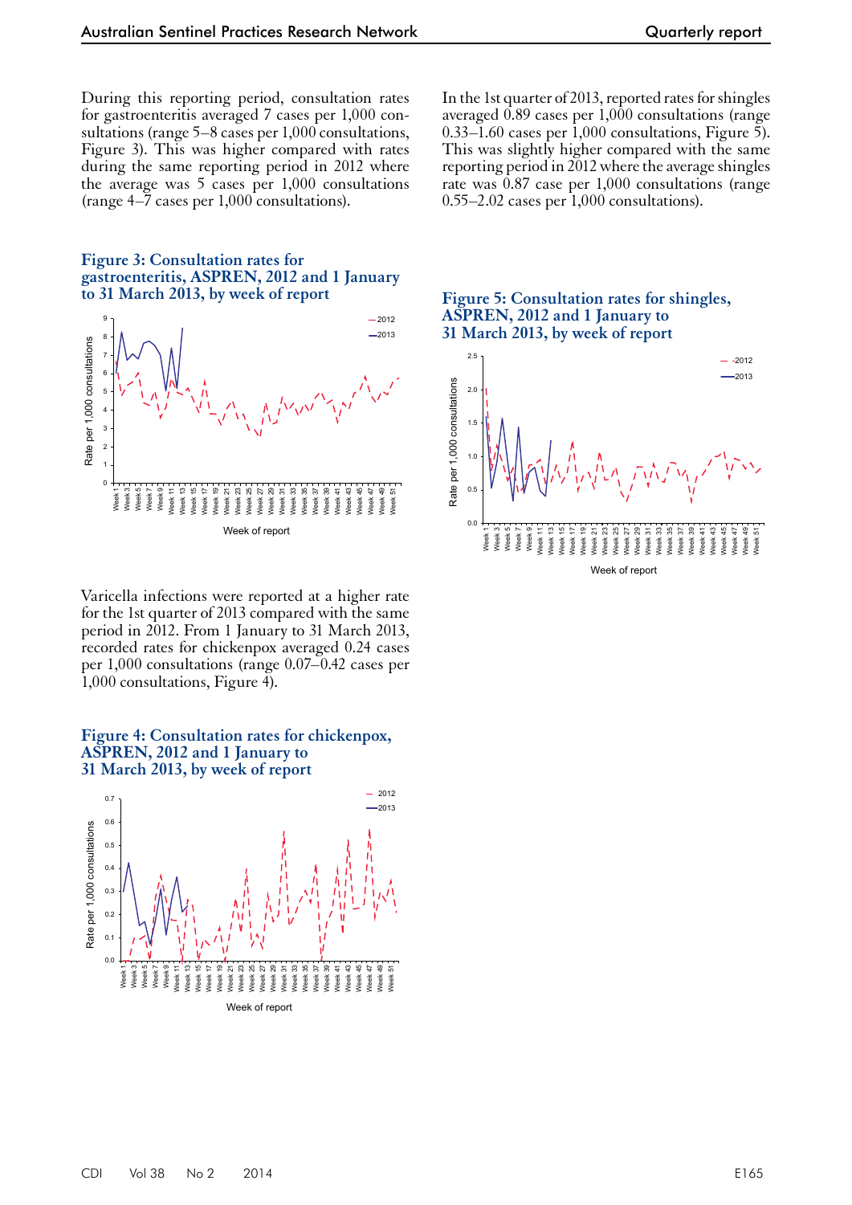During this reporting period, consultation rates for gastroenteritis averaged 7 cases per 1,000 consultations (range 5–8 cases per 1,000 consultations, Figure 3). This was higher compared with rates during the same reporting period in 2012 where the average was 5 cases per 1,000 consultations (range 4–7 cases per 1,000 consultations).

**Figure 3: Consultation rates for gastroenteritis, ASPREN, 2012 and 1 January to 31 March 2013, by week of report**

2012
2013
Rate per 1,000 consultations
0
1
2
3
4
5
6
7
8
9
Week 1
Week 3
Week 5
Week 7
Week 9
Week 11
Week 13
Week 15
Week 17
Week 19
Week 21
Week 23
Week 25
Week 27
Week 29
Week 31
Week 33
Week 35
Week 37
Week 39
Week 41
Week 43
Week 45
Week 47
Week 49
Week 51
Week of report

Varicella infections were reported at a higher rate for the 1st quarter of 2013 compared with the same period in 2012. From 1 January to 31 March 2013, recorded rates for chickenpox averaged 0.24 cases per 1,000 consultations (range 0.07–0.42 cases per 1,000 consultations, Figure 4).

**Figure 4: Consultation rates for chickenpox, ASPREN, 2012 and 1 January to 31 March 2013, by week of report**

2012
2013
Rate per 1,000 consultations
0.0
0.1
0.2
0.3
0.4
0.5
0.6
0.7
Week 1
Week 3
Week 5
Week 7
Week 9
Week 11
Week 13
Week 15
Week 17
Week 19
Week 21
Week 23
Week 25
Week 27
Week 29
Week 31
Week 33
Week 35
Week 37
Week 39
Week 41
Week 43
Week 45
Week 47
Week 49
Week 51
Week of report

In the 1st quarter of 2013, reported rates for shingles averaged 0.89 cases per 1,000 consultations (range 0.33–1.60 cases per 1,000 consultations, Figure 5). This was slightly higher compared with the same reporting period in 2012 where the average shingles rate was 0.87 case per 1,000 consultations (range 0.55–2.02 cases per 1,000 consultations).

**Figure 5: Consultation rates for shingles, ASPREN, 2012 and 1 January to 31 March 2013, by week of report**

-2012
2013
Rate per 1,000 consultations
0.0
0.5
1.0
1.5
2.0
2.5
Week 1
Week 3
Week 5
Week 7
Week 9
Week 11
Week 13
Week 15
Week 17
Week 19
Week 21
Week 23
Week 25
Week 27
Week 29
Week 31
Week 33
Week 35
Week 37
Week 39
Week 41
Week 43
Week 45
Week 47
Week 49
Week 51
Week of report